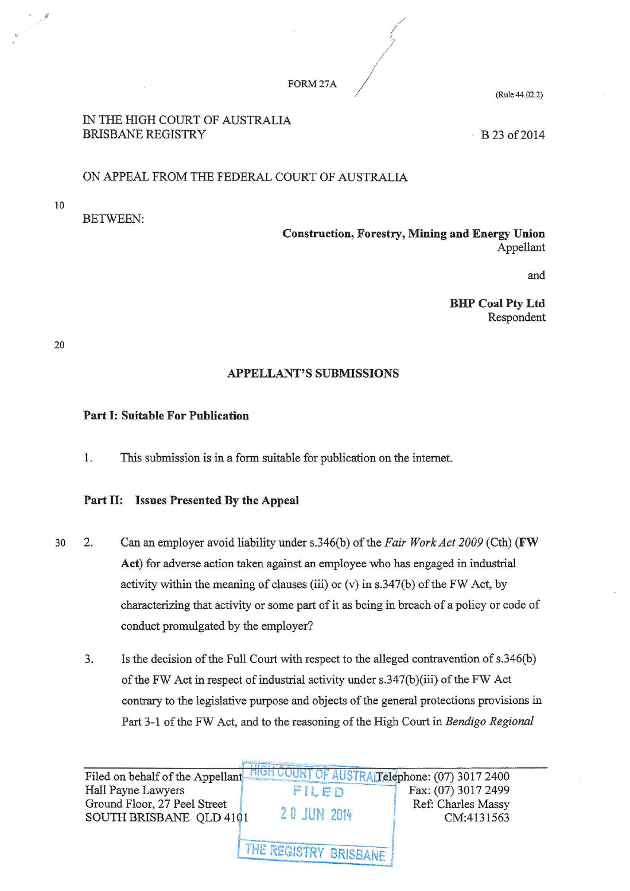FORM 27A

(Rule 44.02.2)

IN THE HIGH COURT OF AUSTRALIA
BRISBANE REGISTRY

B 23 of 2014

ON APPEAL FROM THE FEDERAL COURT OF AUSTRALIA

BETWEEN:

**Construction, Forestry, Mining and Energy Union**
Appellant

and

**BHP Coal Pty Ltd**
Respondent

## APPELLANT'S SUBMISSIONS

### Part I: Suitable For Publication

1. This submission is in a form suitable for publication on the internet.

### Part II: Issues Presented By the Appeal

2. Can an employer avoid liability under s.346(b) of the *Fair Work Act 2009* (Cth) (**FW Act**) for adverse action taken against an employee who has engaged in industrial activity within the meaning of clauses (iii) or (v) in s.347(b) of the FW Act, by characterizing that activity or some part of it as being in breach of a policy or code of conduct promulgated by the employer?

3. Is the decision of the Full Court with respect to the alleged contravention of s.346(b) of the FW Act in respect of industrial activity under s.347(b)(iii) of the FW Act contrary to the legislative purpose and objects of the general protections provisions in Part 3-1 of the FW Act, and to the reasoning of the High Court in *Bendigo Regional*

Filed on behalf of the Appellant
Hall Payne Lawyers
Ground Floor, 27 Peel Street
SOUTH BRISBANE QLD 4101

Telephone: (07) 3017 2400
Fax: (07) 3017 2499
Ref: Charles Massy
CM:4131563

HIGH COURT OF AUSTRALIA
FILED
20 JUN 2014
THE REGISTRY BRISBANE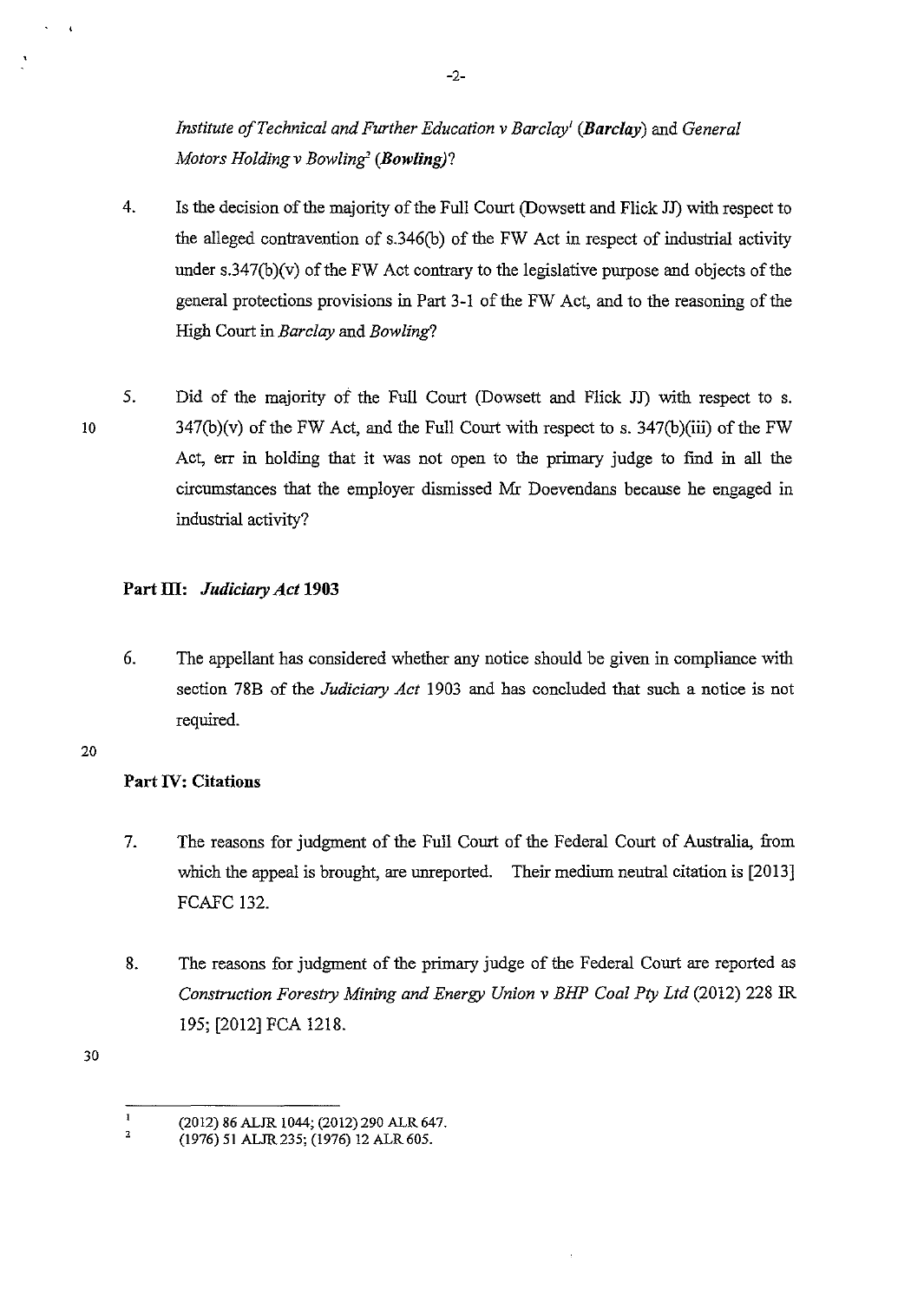*Institute of Technical and Further Education v Barclay*[1] (***Barclay***) and *General Motors Holding v Bowling*[2] (***Bowling***)?

4. Is the decision of the majority of the Full Court (Dowsett and Flick JJ) with respect to the alleged contravention of s.346(b) of the FW Act in respect of industrial activity under s.347(b)(v) of the FW Act contrary to the legislative purpose and objects of the general protections provisions in Part 3-1 of the FW Act, and to the reasoning of the High Court in *Barclay* and *Bowling*?

5. Did of the majority of the Full Court (Dowsett and Flick JJ) with respect to s. 347(b)(v) of the FW Act, and the Full Court with respect to s. 347(b)(iii) of the FW Act, err in holding that it was not open to the primary judge to find in all the circumstances that the employer dismissed Mr Doevendans because he engaged in industrial activity?

**Part III: *Judiciary Act* 1903**

6. The appellant has considered whether any notice should be given in compliance with section 78B of the *Judiciary Act* 1903 and has concluded that such a notice is not required.

**Part IV: Citations**

7. The reasons for judgment of the Full Court of the Federal Court of Australia, from which the appeal is brought, are unreported. Their medium neutral citation is [2013] FCAFC 132.

8. The reasons for judgment of the primary judge of the Federal Court are reported as *Construction Forestry Mining and Energy Union v BHP Coal Pty Ltd* (2012) 228 IR 195; [2012] FCA 1218.

---

[1] (2012) 86 ALJR 1044; (2012) 290 ALR 647.

[2] (1976) 51 ALJR 235; (1976) 12 ALR 605.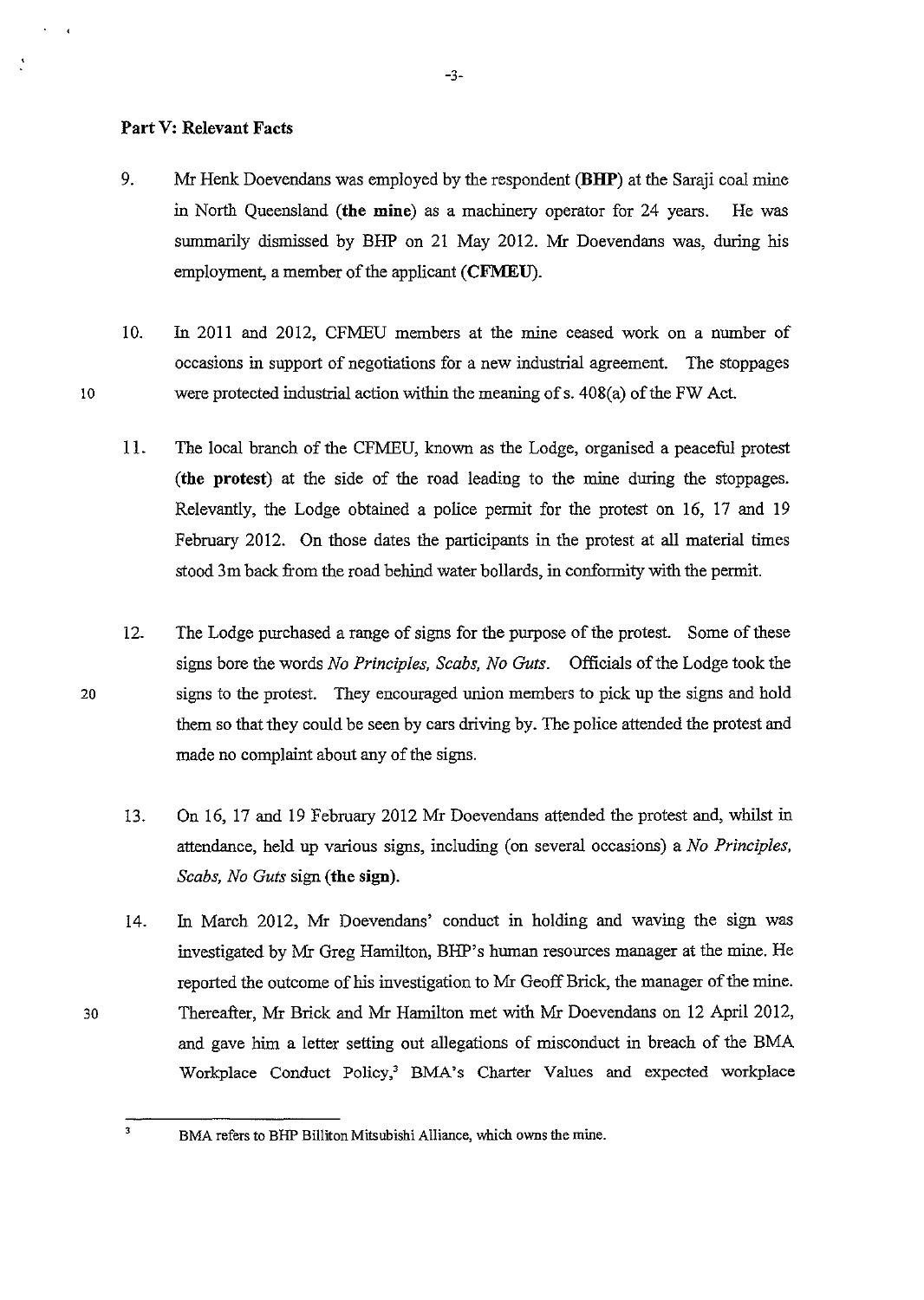**Part V: Relevant Facts**

9. Mr Henk Doevendans was employed by the respondent (**BHP**) at the Saraji coal mine in North Queensland (**the mine**) as a machinery operator for 24 years. He was summarily dismissed by BHP on 21 May 2012. Mr Doevendans was, during his employment, a member of the applicant (**CFMEU**).

10. In 2011 and 2012, CFMEU members at the mine ceased work on a number of occasions in support of negotiations for a new industrial agreement. The stoppages were protected industrial action within the meaning of s. 408(a) of the FW Act.

11. The local branch of the CFMEU, known as the Lodge, organised a peaceful protest (**the protest**) at the side of the road leading to the mine during the stoppages. Relevantly, the Lodge obtained a police permit for the protest on 16, 17 and 19 February 2012. On those dates the participants in the protest at all material times stood 3m back from the road behind water bollards, in conformity with the permit.

12. The Lodge purchased a range of signs for the purpose of the protest. Some of these signs bore the words *No Principles, Scabs, No Guts*. Officials of the Lodge took the signs to the protest. They encouraged union members to pick up the signs and hold them so that they could be seen by cars driving by. The police attended the protest and made no complaint about any of the signs.

13. On 16, 17 and 19 February 2012 Mr Doevendans attended the protest and, whilst in attendance, held up various signs, including (on several occasions) a *No Principles, Scabs, No Guts* sign (**the sign**).

14. In March 2012, Mr Doevendans' conduct in holding and waving the sign was investigated by Mr Greg Hamilton, BHP's human resources manager at the mine. He reported the outcome of his investigation to Mr Geoff Brick, the manager of the mine. Thereafter, Mr Brick and Mr Hamilton met with Mr Doevendans on 12 April 2012, and gave him a letter setting out allegations of misconduct in breach of the BMA Workplace Conduct Policy,[3] BMA's Charter Values and expected workplace

[3] BMA refers to BHP Billiton Mitsubishi Alliance, which owns the mine.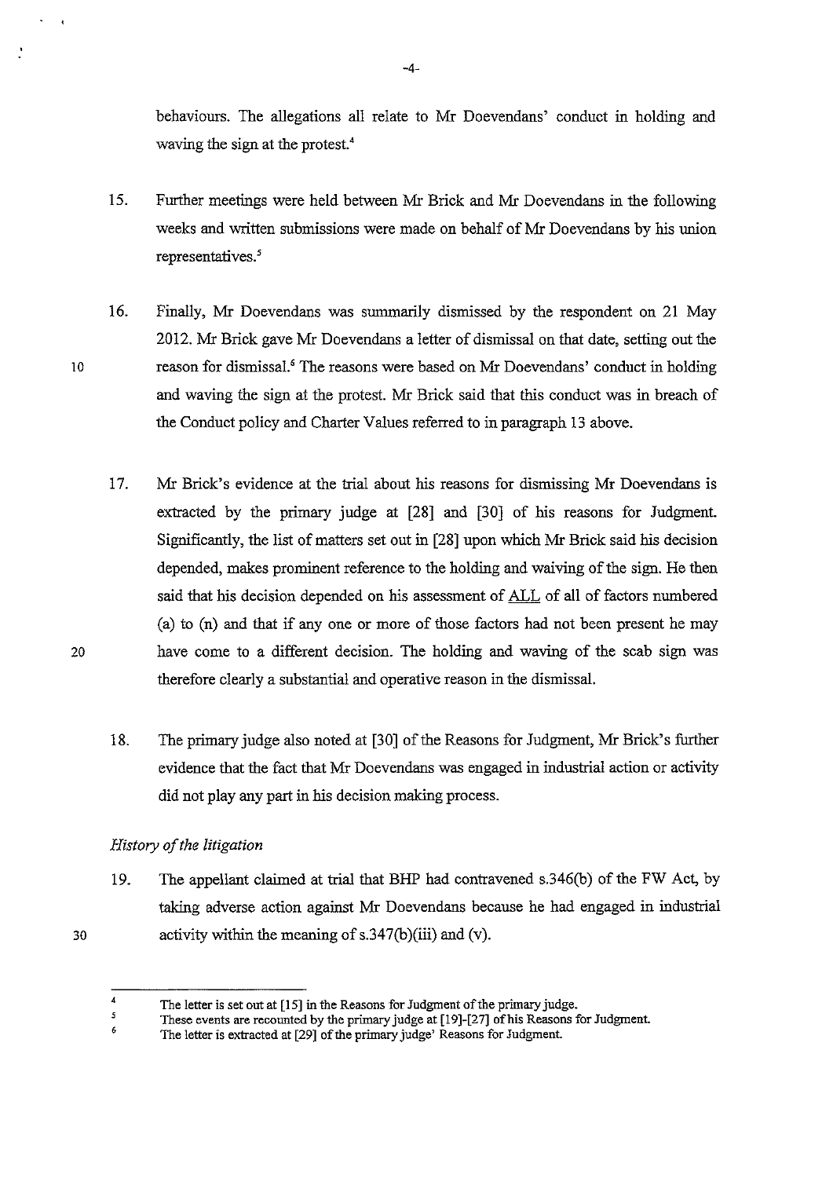behaviours. The allegations all relate to Mr Doevendans' conduct in holding and waving the sign at the protest.[4]

15. Further meetings were held between Mr Brick and Mr Doevendans in the following weeks and written submissions were made on behalf of Mr Doevendans by his union representatives.[5]

16. Finally, Mr Doevendans was summarily dismissed by the respondent on 21 May 2012. Mr Brick gave Mr Doevendans a letter of dismissal on that date, setting out the reason for dismissal.[6] The reasons were based on Mr Doevendans' conduct in holding and waving the sign at the protest. Mr Brick said that this conduct was in breach of the Conduct policy and Charter Values referred to in paragraph 13 above.

17. Mr Brick's evidence at the trial about his reasons for dismissing Mr Doevendans is extracted by the primary judge at [28] and [30] of his reasons for Judgment. Significantly, the list of matters set out in [28] upon which Mr Brick said his decision depended, makes prominent reference to the holding and waiving of the sign. He then said that his decision depended on his assessment of <u>ALL</u> of all of factors numbered (a) to (n) and that if any one or more of those factors had not been present he may have come to a different decision. The holding and waving of the scab sign was therefore clearly a substantial and operative reason in the dismissal.

18. The primary judge also noted at [30] of the Reasons for Judgment, Mr Brick's further evidence that the fact that Mr Doevendans was engaged in industrial action or activity did not play any part in his decision making process.

*History of the litigation*

19. The appellant claimed at trial that BHP had contravened s.346(b) of the FW Act, by taking adverse action against Mr Doevendans because he had engaged in industrial activity within the meaning of s.347(b)(iii) and (v).

---

[4] The letter is set out at [15] in the Reasons for Judgment of the primary judge.

[5] These events are recounted by the primary judge at [19]-[27] of his Reasons for Judgment.

[6] The letter is extracted at [29] of the primary judge' Reasons for Judgment.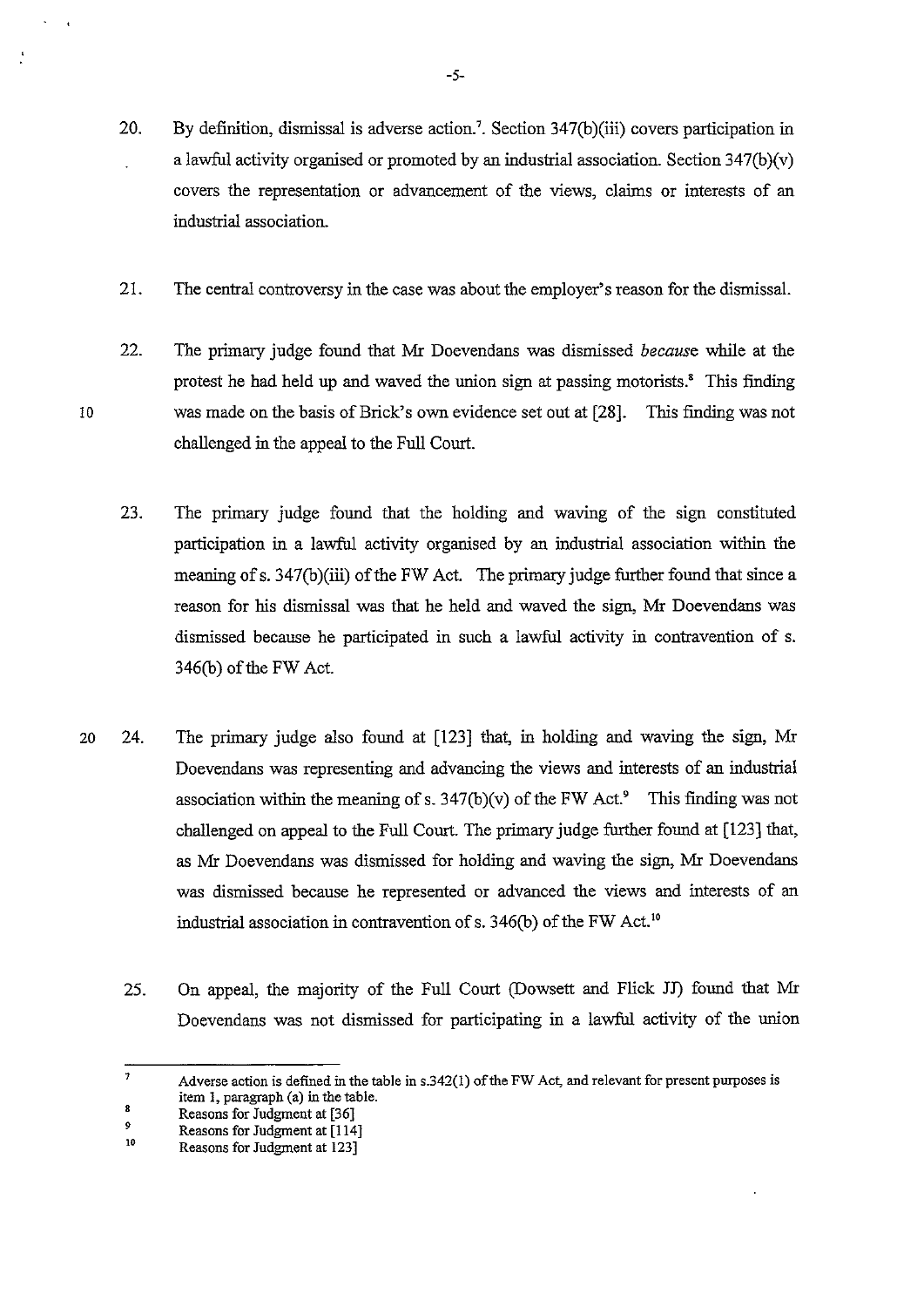20. By definition, dismissal is adverse action.[7]. Section 347(b)(iii) covers participation in a lawful activity organised or promoted by an industrial association. Section 347(b)(v) covers the representation or advancement of the views, claims or interests of an industrial association.

21. The central controversy in the case was about the employer's reason for the dismissal.

22. The primary judge found that Mr Doevendans was dismissed *because* while at the protest he had held up and waved the union sign at passing motorists.[8] This finding was made on the basis of Brick's own evidence set out at [28]. This finding was not challenged in the appeal to the Full Court.

23. The primary judge found that the holding and waving of the sign constituted participation in a lawful activity organised by an industrial association within the meaning of s. 347(b)(iii) of the FW Act. The primary judge further found that since a reason for his dismissal was that he held and waved the sign, Mr Doevendans was dismissed because he participated in such a lawful activity in contravention of s. 346(b) of the FW Act.

24. The primary judge also found at [123] that, in holding and waving the sign, Mr Doevendans was representing and advancing the views and interests of an industrial association within the meaning of s. 347(b)(v) of the FW Act.[9] This finding was not challenged on appeal to the Full Court. The primary judge further found at [123] that, as Mr Doevendans was dismissed for holding and waving the sign, Mr Doevendans was dismissed because he represented or advanced the views and interests of an industrial association in contravention of s. 346(b) of the FW Act.[10]

25. On appeal, the majority of the Full Court (Dowsett and Flick JJ) found that Mr Doevendans was not dismissed for participating in a lawful activity of the union

---

[7] Adverse action is defined in the table in s.342(1) of the FW Act, and relevant for present purposes is item 1, paragraph (a) in the table.

[8] Reasons for Judgment at [36]

[9] Reasons for Judgment at [114]

[10] Reasons for Judgment at 123]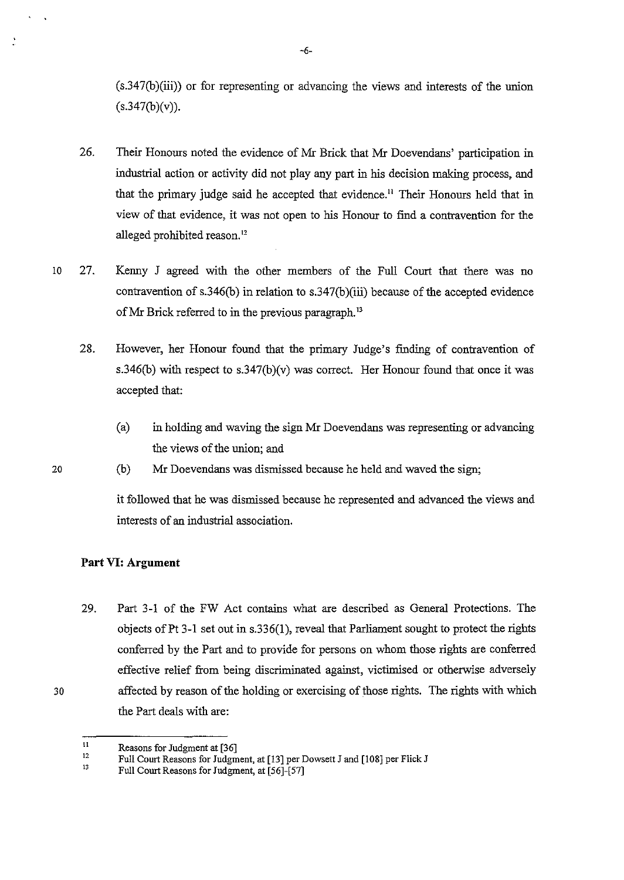(s.347(b)(iii)) or for representing or advancing the views and interests of the union (s.347(b)(v)).

26. Their Honours noted the evidence of Mr Brick that Mr Doevendans' participation in industrial action or activity did not play any part in his decision making process, and that the primary judge said he accepted that evidence.[11] Their Honours held that in view of that evidence, it was not open to his Honour to find a contravention for the alleged prohibited reason.[12]

27. Kenny J agreed with the other members of the Full Court that there was no contravention of s.346(b) in relation to s.347(b)(iii) because of the accepted evidence of Mr Brick referred to in the previous paragraph.[13]

28. However, her Honour found that the primary Judge's finding of contravention of s.346(b) with respect to s.347(b)(v) was correct. Her Honour found that once it was accepted that:

    (a) in holding and waving the sign Mr Doevendans was representing or advancing the views of the union; and

    (b) Mr Doevendans was dismissed because he held and waved the sign;

    it followed that he was dismissed because he represented and advanced the views and interests of an industrial association.

## Part VI: Argument

29. Part 3-1 of the FW Act contains what are described as General Protections. The objects of Pt 3-1 set out in s.336(1), reveal that Parliament sought to protect the rights conferred by the Part and to provide for persons on whom those rights are conferred effective relief from being discriminated against, victimised or otherwise adversely affected by reason of the holding or exercising of those rights. The rights with which the Part deals with are:

---

[11] Reasons for Judgment at [36]

[12] Full Court Reasons for Judgment, at [13] per Dowsett J and [108] per Flick J

[13] Full Court Reasons for Judgment, at [56]-[57]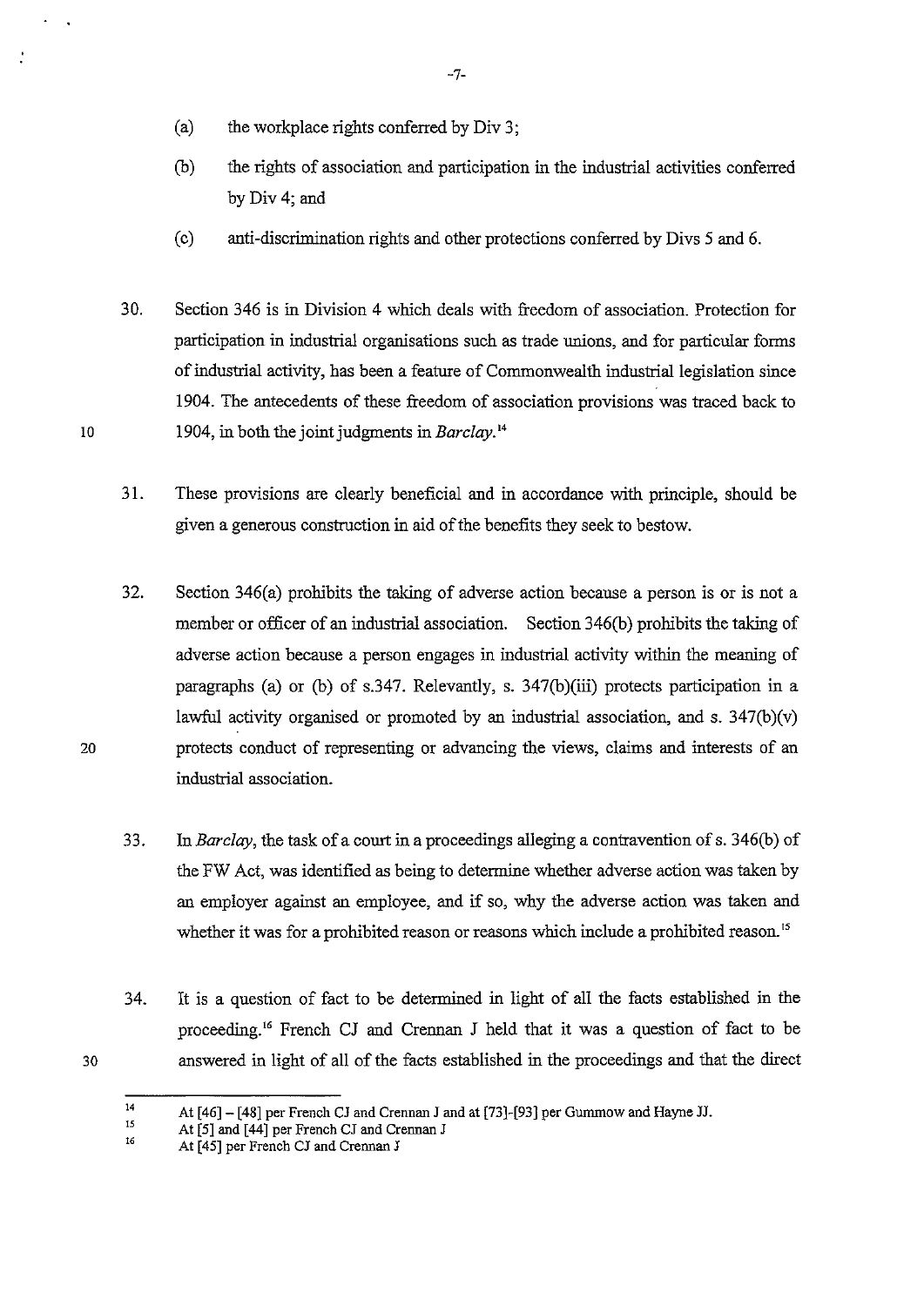(a) the workplace rights conferred by Div 3;

(b) the rights of association and participation in the industrial activities conferred by Div 4; and

(c) anti-discrimination rights and other protections conferred by Divs 5 and 6.

30. Section 346 is in Division 4 which deals with freedom of association. Protection for participation in industrial organisations such as trade unions, and for particular forms of industrial activity, has been a feature of Commonwealth industrial legislation since 1904. The antecedents of these freedom of association provisions was traced back to 1904, in both the joint judgments in *Barclay*.[14]

31. These provisions are clearly beneficial and in accordance with principle, should be given a generous construction in aid of the benefits they seek to bestow.

32. Section 346(a) prohibits the taking of adverse action because a person is or is not a member or officer of an industrial association. Section 346(b) prohibits the taking of adverse action because a person engages in industrial activity within the meaning of paragraphs (a) or (b) of s.347. Relevantly, s. 347(b)(iii) protects participation in a lawful activity organised or promoted by an industrial association, and s. 347(b)(v) protects conduct of representing or advancing the views, claims and interests of an industrial association.

33. In *Barclay*, the task of a court in a proceedings alleging a contravention of s. 346(b) of the FW Act, was identified as being to determine whether adverse action was taken by an employer against an employee, and if so, why the adverse action was taken and whether it was for a prohibited reason or reasons which include a prohibited reason.[15]

34. It is a question of fact to be determined in light of all the facts established in the proceeding.[16] French CJ and Crennan J held that it was a question of fact to be answered in light of all of the facts established in the proceedings and that the direct

---

[14] At [46] – [48] per French CJ and Crennan J and at [73]-[93] per Gummow and Hayne JJ.

[15] At [5] and [44] per French CJ and Crennan J

[16] At [45] per French CJ and Crennan J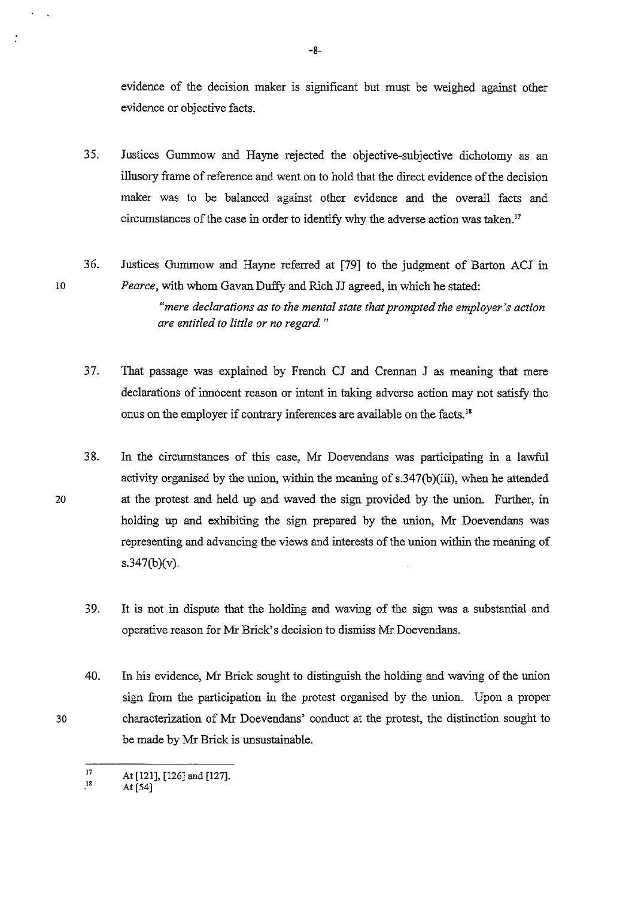evidence of the decision maker is significant but must be weighed against other evidence or objective facts.

35. Justices Gummow and Hayne rejected the objective-subjective dichotomy as an illusory frame of reference and went on to hold that the direct evidence of the decision maker was to be balanced against other evidence and the overall facts and circumstances of the case in order to identify why the adverse action was taken.[17]

36. Justices Gummow and Hayne referred at [79] to the judgment of Barton ACJ in *Pearce*, with whom Gavan Duffy and Rich JJ agreed, in which he stated:

> *"mere declarations as to the mental state that prompted the employer's action are entitled to little or no regard."*

37. That passage was explained by French CJ and Crennan J as meaning that mere declarations of innocent reason or intent in taking adverse action may not satisfy the onus on the employer if contrary inferences are available on the facts.[18]

38. In the circumstances of this case, Mr Doevendans was participating in a lawful activity organised by the union, within the meaning of s.347(b)(iii), when he attended at the protest and held up and waved the sign provided by the union. Further, in holding up and exhibiting the sign prepared by the union, Mr Doevendans was representing and advancing the views and interests of the union within the meaning of s.347(b)(v).

39. It is not in dispute that the holding and waving of the sign was a substantial and operative reason for Mr Brick's decision to dismiss Mr Doevendans.

40. In his evidence, Mr Brick sought to distinguish the holding and waving of the union sign from the participation in the protest organised by the union. Upon a proper characterization of Mr Doevendans' conduct at the protest, the distinction sought to be made by Mr Brick is unsustainable.

---

[17] At [121], [126] and [127].

[18] At [54]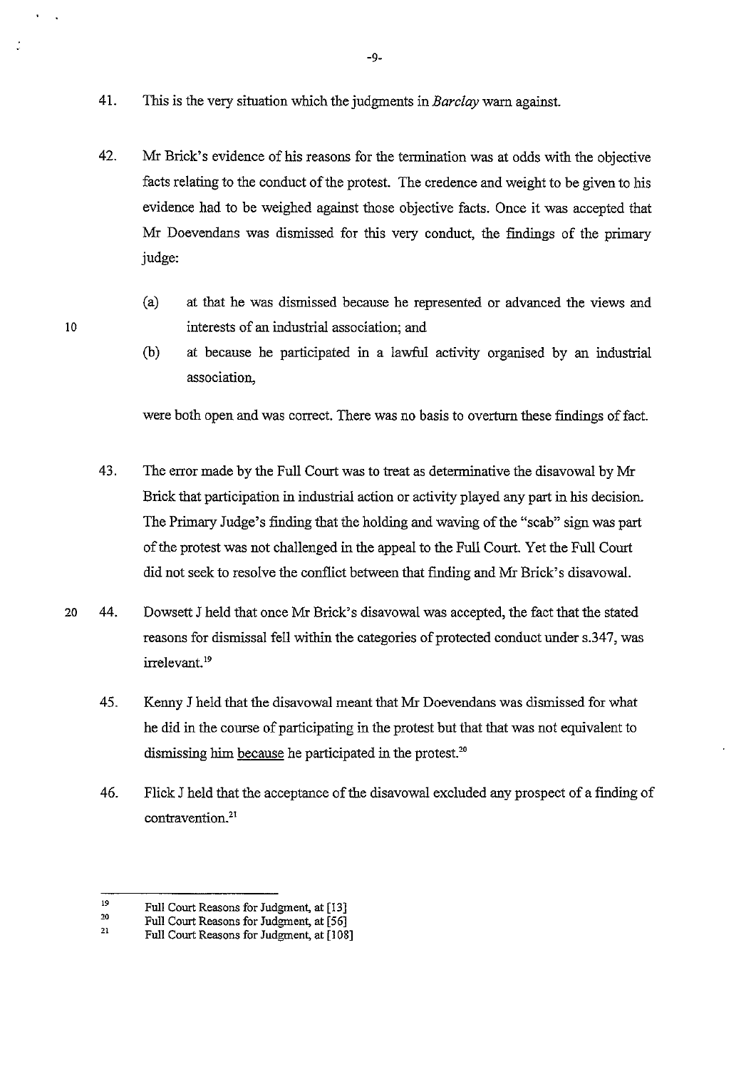41. This is the very situation which the judgments in *Barclay* warn against.

42. Mr Brick's evidence of his reasons for the termination was at odds with the objective facts relating to the conduct of the protest. The credence and weight to be given to his evidence had to be weighed against those objective facts. Once it was accepted that Mr Doevendans was dismissed for this very conduct, the findings of the primary judge:

    (a) at that he was dismissed because he represented or advanced the views and interests of an industrial association; and

    (b) at because he participated in a lawful activity organised by an industrial association,

    were both open and was correct. There was no basis to overturn these findings of fact.

43. The error made by the Full Court was to treat as determinative the disavowal by Mr Brick that participation in industrial action or activity played any part in his decision. The Primary Judge's finding that the holding and waving of the "scab" sign was part of the protest was not challenged in the appeal to the Full Court. Yet the Full Court did not seek to resolve the conflict between that finding and Mr Brick's disavowal.

44. Dowsett J held that once Mr Brick's disavowal was accepted, the fact that the stated reasons for dismissal fell within the categories of protected conduct under s.347, was irrelevant.[19]

45. Kenny J held that the disavowal meant that Mr Doevendans was dismissed for what he did in the course of participating in the protest but that that was not equivalent to dismissing him <u>because</u> he participated in the protest.[20]

46. Flick J held that the acceptance of the disavowal excluded any prospect of a finding of contravention.[21]

---

[19] Full Court Reasons for Judgment, at [13]

[20] Full Court Reasons for Judgment, at [56]

[21] Full Court Reasons for Judgment, at [108]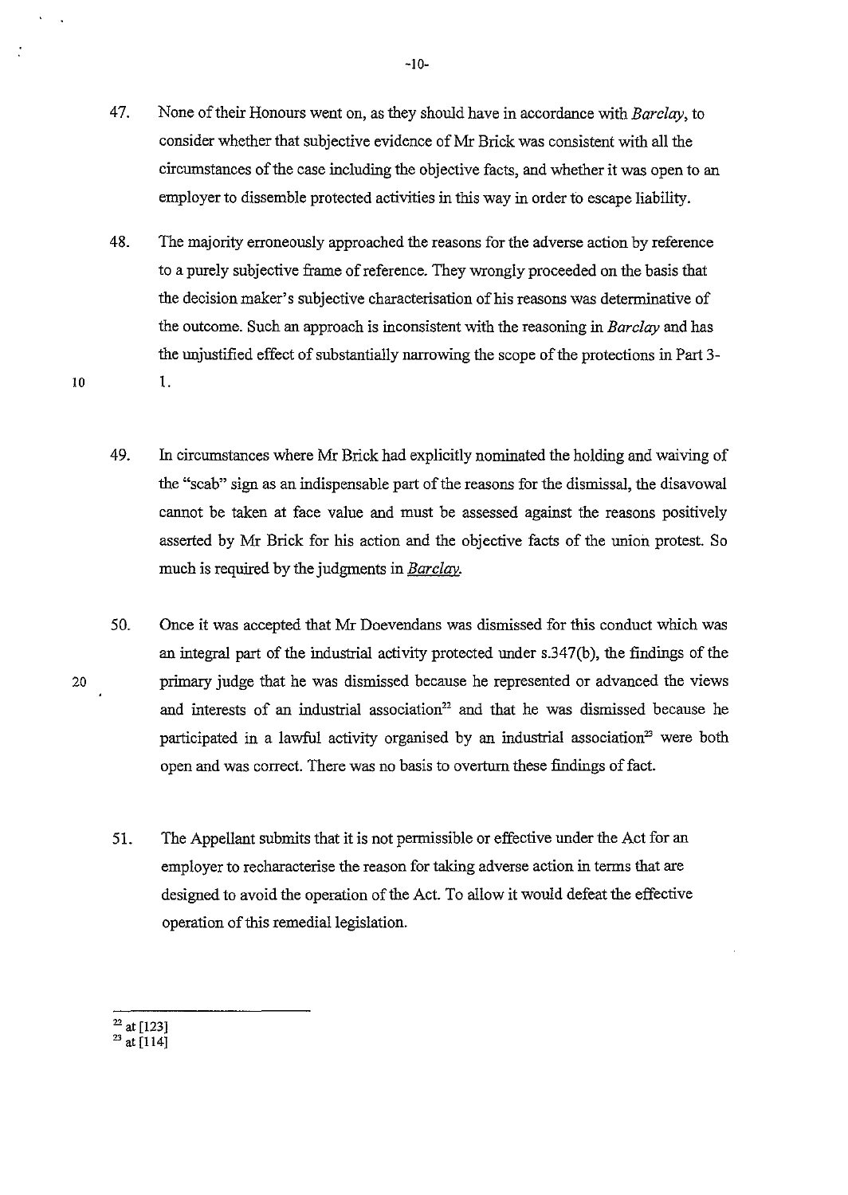47. None of their Honours went on, as they should have in accordance with *Barclay*, to consider whether that subjective evidence of Mr Brick was consistent with all the circumstances of the case including the objective facts, and whether it was open to an employer to dissemble protected activities in this way in order to escape liability.

48. The majority erroneously approached the reasons for the adverse action by reference to a purely subjective frame of reference. They wrongly proceeded on the basis that the decision maker's subjective characterisation of his reasons was determinative of the outcome. Such an approach is inconsistent with the reasoning in *Barclay* and has the unjustified effect of substantially narrowing the scope of the protections in Part 3-1.

49. In circumstances where Mr Brick had explicitly nominated the holding and waiving of the "scab" sign as an indispensable part of the reasons for the dismissal, the disavowal cannot be taken at face value and must be assessed against the reasons positively asserted by Mr Brick for his action and the objective facts of the union protest. So much is required by the judgments in *Barclay*.

50. Once it was accepted that Mr Doevendans was dismissed for this conduct which was an integral part of the industrial activity protected under s.347(b), the findings of the primary judge that he was dismissed because he represented or advanced the views and interests of an industrial association[22] and that he was dismissed because he participated in a lawful activity organised by an industrial association[23] were both open and was correct. There was no basis to overturn these findings of fact.

51. The Appellant submits that it is not permissible or effective under the Act for an employer to recharacterise the reason for taking adverse action in terms that are designed to avoid the operation of the Act. To allow it would defeat the effective operation of this remedial legislation.

---

[22] at [123]
[23] at [114]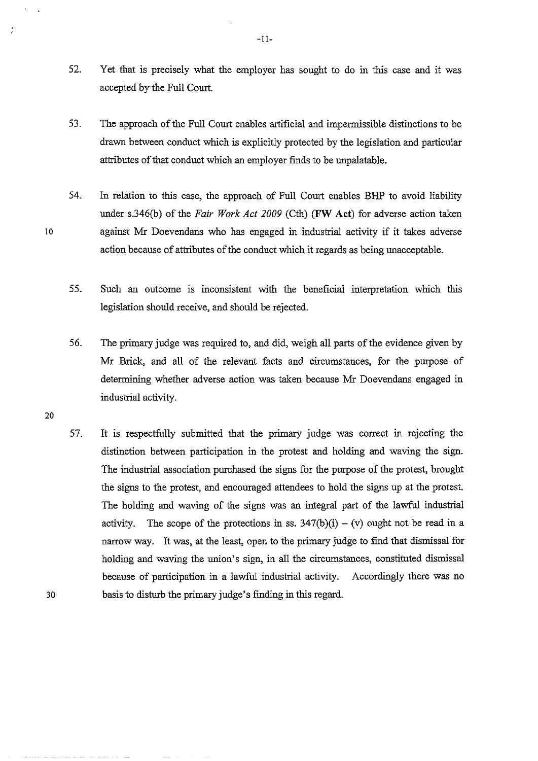52. Yet that is precisely what the employer has sought to do in this case and it was accepted by the Full Court.

53. The approach of the Full Court enables artificial and impermissible distinctions to be drawn between conduct which is explicitly protected by the legislation and particular attributes of that conduct which an employer finds to be unpalatable.

54. In relation to this case, the approach of Full Court enables BHP to avoid liability under s.346(b) of the *Fair Work Act 2009* (Cth) (**FW Act**) for adverse action taken against Mr Doevendans who has engaged in industrial activity if it takes adverse action because of attributes of the conduct which it regards as being unacceptable.

55. Such an outcome is inconsistent with the beneficial interpretation which this legislation should receive, and should be rejected.

56. The primary judge was required to, and did, weigh all parts of the evidence given by Mr Brick, and all of the relevant facts and circumstances, for the purpose of determining whether adverse action was taken because Mr Doevendans engaged in industrial activity.

57. It is respectfully submitted that the primary judge was correct in rejecting the distinction between participation in the protest and holding and waving the sign. The industrial association purchased the signs for the purpose of the protest, brought the signs to the protest, and encouraged attendees to hold the signs up at the protest. The holding and waving of the signs was an integral part of the lawful industrial activity. The scope of the protections in ss. 347(b)(i) – (v) ought not be read in a narrow way. It was, at the least, open to the primary judge to find that dismissal for holding and waving the union's sign, in all the circumstances, constituted dismissal because of participation in a lawful industrial activity. Accordingly there was no basis to disturb the primary judge's finding in this regard.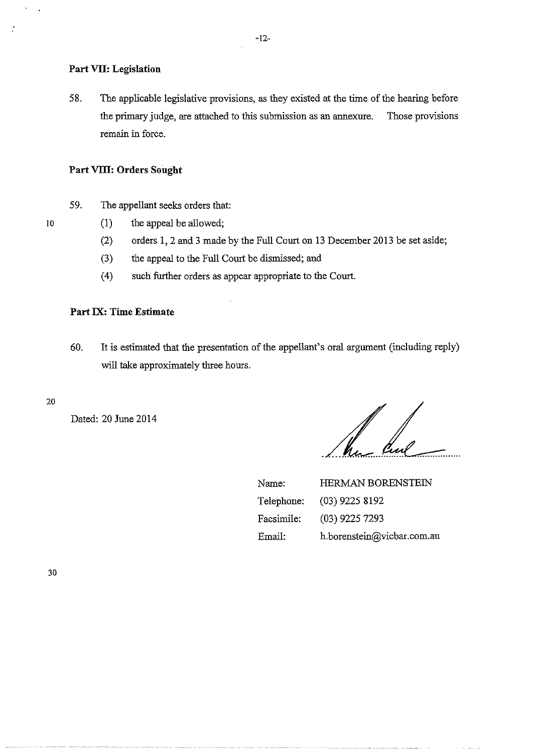### Part VII: Legislation

58. The applicable legislative provisions, as they existed at the time of the hearing before the primary judge, are attached to this submission as an annexure. Those provisions remain in force.

### Part VIII: Orders Sought

59. The appellant seeks orders that:

   (1) the appeal be allowed;

   (2) orders 1, 2 and 3 made by the Full Court on 13 December 2013 be set aside;

   (3) the appeal to the Full Court be dismissed; and

   (4) such further orders as appear appropriate to the Court.

### Part IX: Time Estimate

60. It is estimated that the presentation of the appellant's oral argument (including reply) will take approximately three hours.

Dated: 20 June 2014

| | |
|---|---|
| Name: | HERMAN BORENSTEIN |
| Telephone: | (03) 9225 8192 |
| Facsimile: | (03) 9225 7293 |
| Email: | h.borenstein@vicbar.com.au |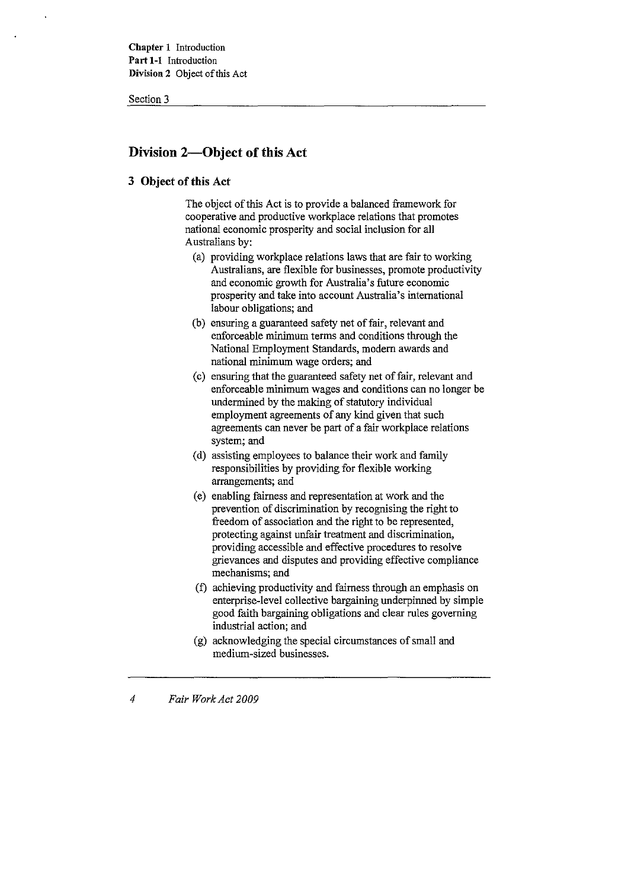## Division 2—Object of this Act

### 3 Object of this Act

The object of this Act is to provide a balanced framework for cooperative and productive workplace relations that promotes national economic prosperity and social inclusion for all Australians by:

(a) providing workplace relations laws that are fair to working Australians, are flexible for businesses, promote productivity and economic growth for Australia's future economic prosperity and take into account Australia's international labour obligations; and

(b) ensuring a guaranteed safety net of fair, relevant and enforceable minimum terms and conditions through the National Employment Standards, modern awards and national minimum wage orders; and

(c) ensuring that the guaranteed safety net of fair, relevant and enforceable minimum wages and conditions can no longer be undermined by the making of statutory individual employment agreements of any kind given that such agreements can never be part of a fair workplace relations system; and

(d) assisting employees to balance their work and family responsibilities by providing for flexible working arrangements; and

(e) enabling fairness and representation at work and the prevention of discrimination by recognising the right to freedom of association and the right to be represented, protecting against unfair treatment and discrimination, providing accessible and effective procedures to resolve grievances and disputes and providing effective compliance mechanisms; and

(f) achieving productivity and fairness through an emphasis on enterprise-level collective bargaining underpinned by simple good faith bargaining obligations and clear rules governing industrial action; and

(g) acknowledging the special circumstances of small and medium-sized businesses.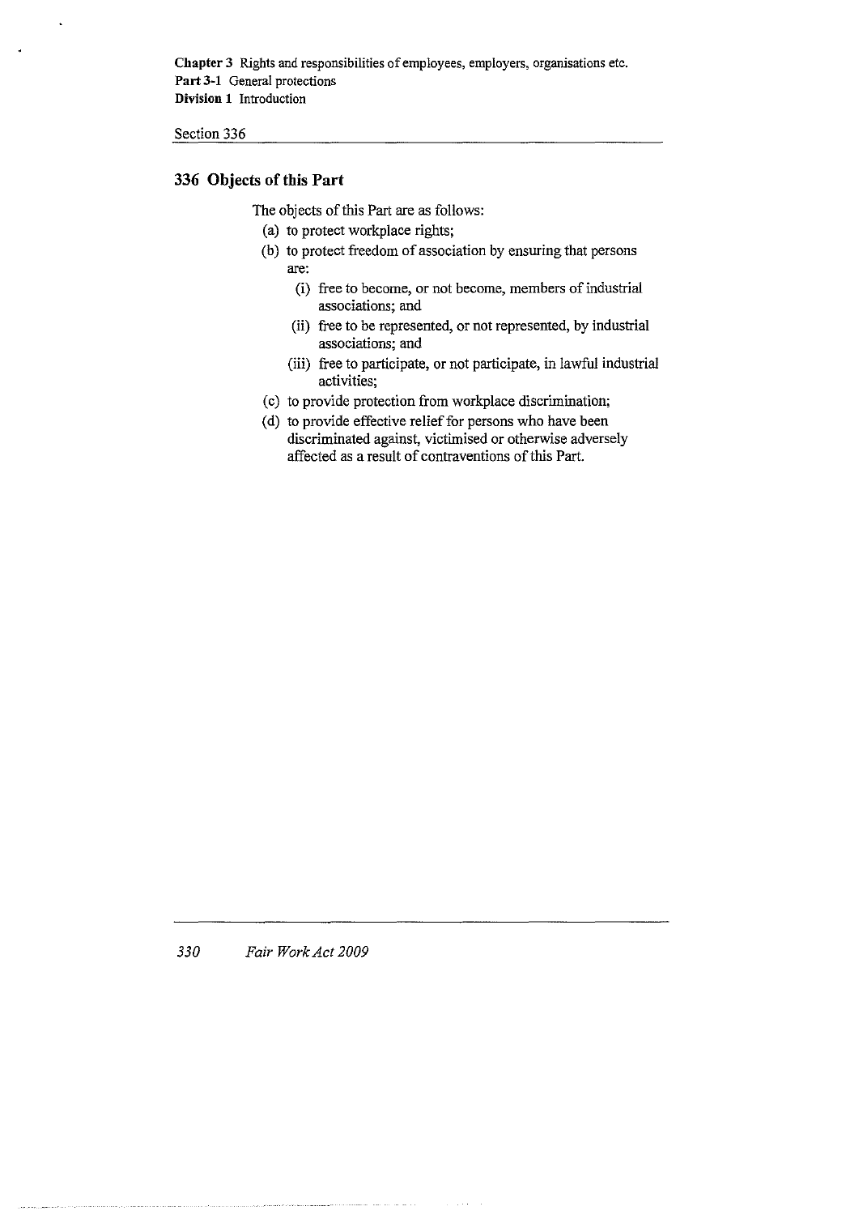## 336 Objects of this Part

The objects of this Part are as follows:

(a) to protect workplace rights;

(b) to protect freedom of association by ensuring that persons are:

   (i) free to become, or not become, members of industrial associations; and

   (ii) free to be represented, or not represented, by industrial associations; and

   (iii) free to participate, or not participate, in lawful industrial activities;

(c) to provide protection from workplace discrimination;

(d) to provide effective relief for persons who have been discriminated against, victimised or otherwise adversely affected as a result of contraventions of this Part.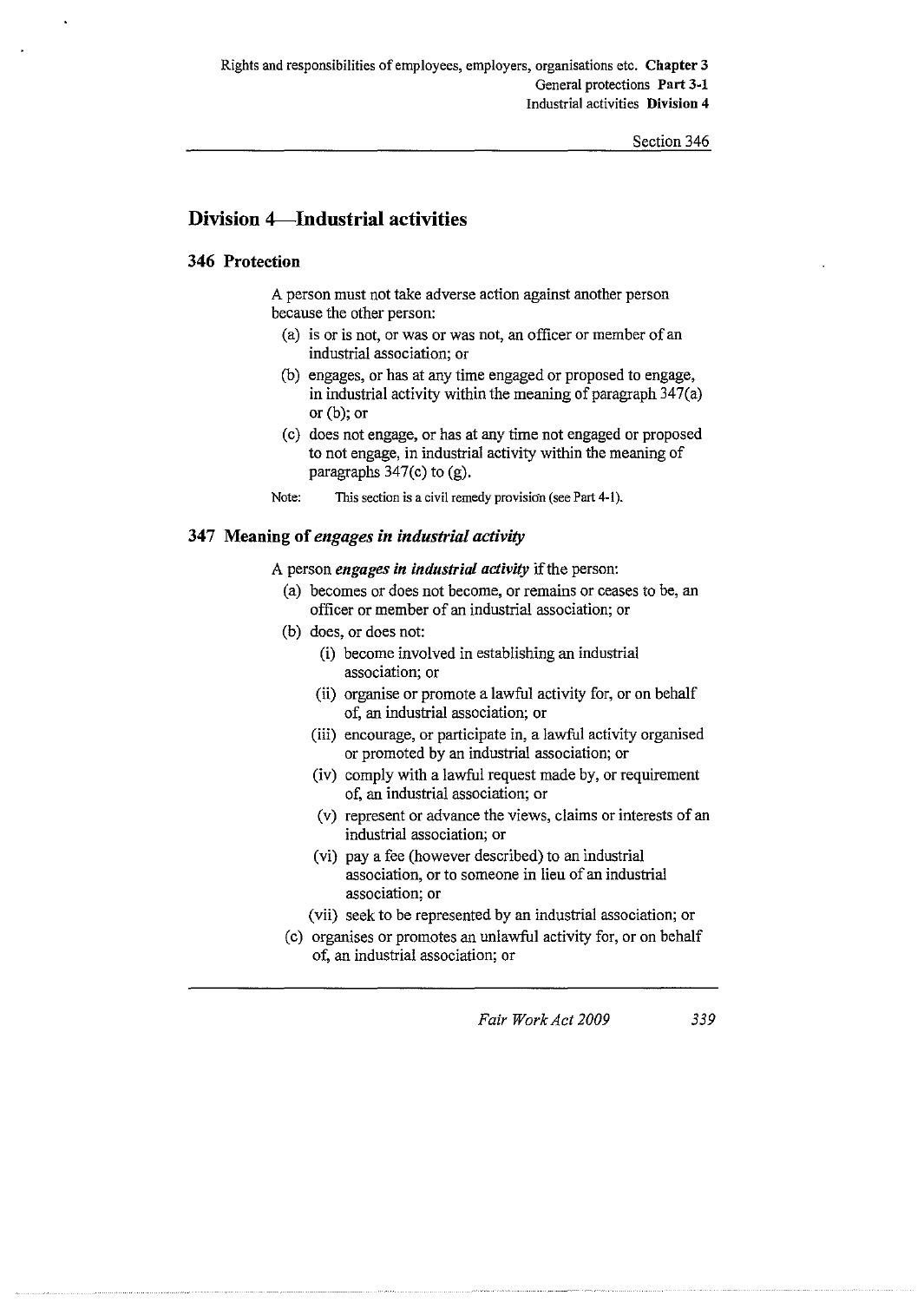## Division 4—Industrial activities

### 346 Protection

A person must not take adverse action against another person because the other person:

(a) is or is not, or was or was not, an officer or member of an industrial association; or

(b) engages, or has at any time engaged or proposed to engage, in industrial activity within the meaning of paragraph 347(a) or (b); or

(c) does not engage, or has at any time not engaged or proposed to not engage, in industrial activity within the meaning of paragraphs 347(c) to (g).

Note: This section is a civil remedy provision (see Part 4-1).

### 347 Meaning of *engages in industrial activity*

A person ***engages in industrial activity*** if the person:

(a) becomes or does not become, or remains or ceases to be, an officer or member of an industrial association; or

(b) does, or does not:

(i) become involved in establishing an industrial association; or

(ii) organise or promote a lawful activity for, or on behalf of, an industrial association; or

(iii) encourage, or participate in, a lawful activity organised or promoted by an industrial association; or

(iv) comply with a lawful request made by, or requirement of, an industrial association; or

(v) represent or advance the views, claims or interests of an industrial association; or

(vi) pay a fee (however described) to an industrial association, or to someone in lieu of an industrial association; or

(vii) seek to be represented by an industrial association; or

(c) organises or promotes an unlawful activity for, or on behalf of, an industrial association; or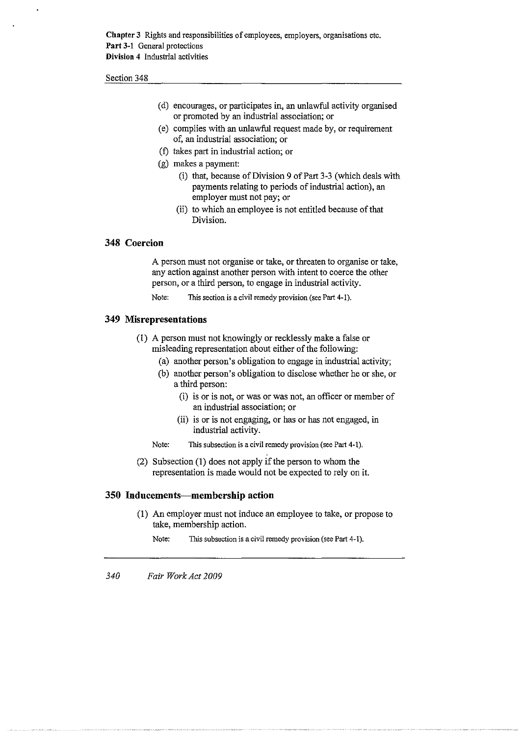(d) encourages, or participates in, an unlawful activity organised or promoted by an industrial association; or

(e) complies with an unlawful request made by, or requirement of, an industrial association; or

(f) takes part in industrial action; or

(g) makes a payment:

(i) that, because of Division 9 of Part 3-3 (which deals with payments relating to periods of industrial action), an employer must not pay; or

(ii) to which an employee is not entitled because of that Division.

### 348 Coercion

A person must not organise or take, or threaten to organise or take, any action against another person with intent to coerce the other person, or a third person, to engage in industrial activity.

Note: This section is a civil remedy provision (see Part 4-1).

### 349 Misrepresentations

(1) A person must not knowingly or recklessly make a false or misleading representation about either of the following:

(a) another person's obligation to engage in industrial activity;

(b) another person's obligation to disclose whether he or she, or a third person:

(i) is or is not, or was or was not, an officer or member of an industrial association; or

(ii) is or is not engaging, or has or has not engaged, in industrial activity.

Note: This subsection is a civil remedy provision (see Part 4-1).

(2) Subsection (1) does not apply if the person to whom the representation is made would not be expected to rely on it.

### 350 Inducements—membership action

(1) An employer must not induce an employee to take, or propose to take, membership action.

Note: This subsection is a civil remedy provision (see Part 4-1).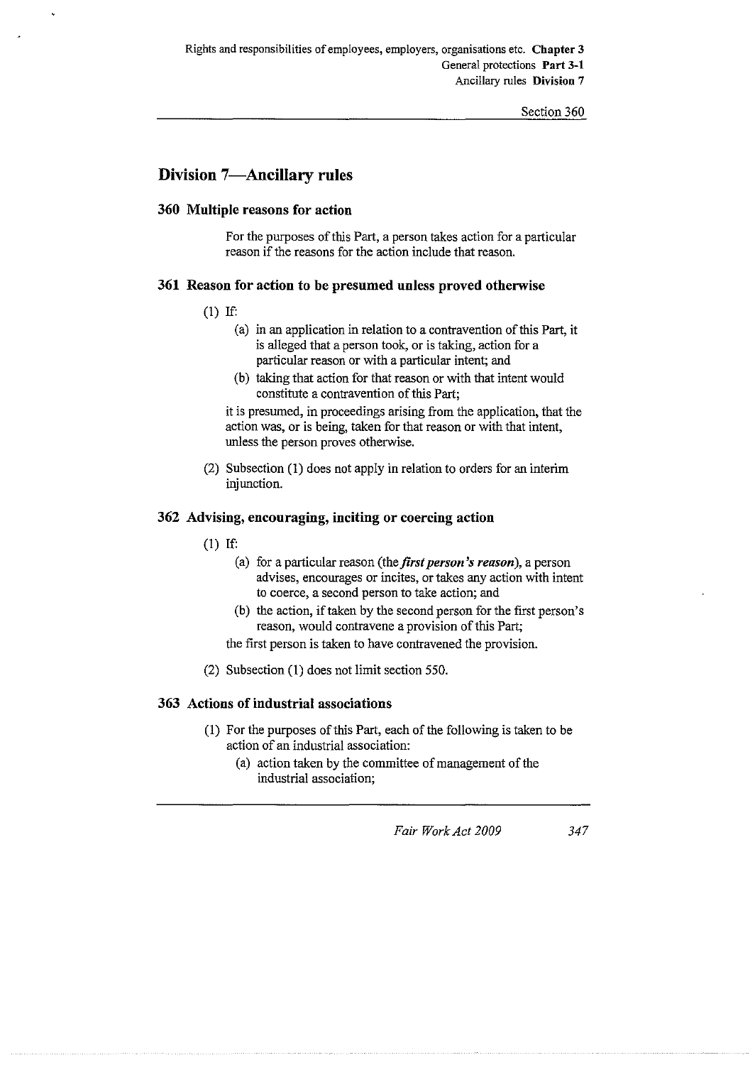## Division 7—Ancillary rules

### 360 Multiple reasons for action

For the purposes of this Part, a person takes action for a particular reason if the reasons for the action include that reason.

### 361 Reason for action to be presumed unless proved otherwise

(1) If:

(a) in an application in relation to a contravention of this Part, it is alleged that a person took, or is taking, action for a particular reason or with a particular intent; and

(b) taking that action for that reason or with that intent would constitute a contravention of this Part;

it is presumed, in proceedings arising from the application, that the action was, or is being, taken for that reason or with that intent, unless the person proves otherwise.

(2) Subsection (1) does not apply in relation to orders for an interim injunction.

### 362 Advising, encouraging, inciting or coercing action

(1) If:

(a) for a particular reason (the ***first person's reason***), a person advises, encourages or incites, or takes any action with intent to coerce, a second person to take action; and

(b) the action, if taken by the second person for the first person's reason, would contravene a provision of this Part;

the first person is taken to have contravened the provision.

(2) Subsection (1) does not limit section 550.

### 363 Actions of industrial associations

(1) For the purposes of this Part, each of the following is taken to be action of an industrial association:

(a) action taken by the committee of management of the industrial association;